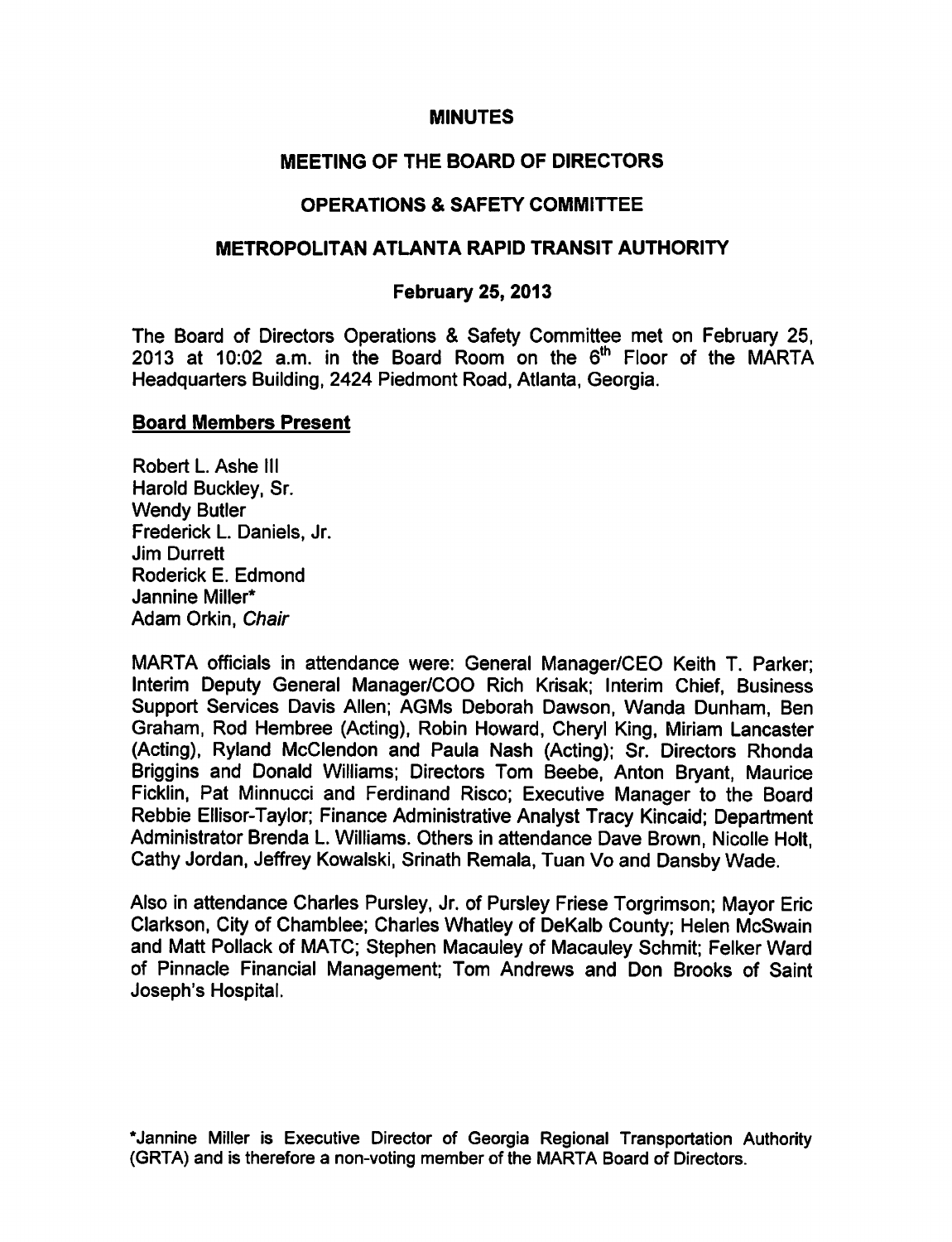# MINUTES

## MEETING OF THE BOARD OF DIRECTORS

## OPERATIONS & SAFETY COMMITTEE

## METROPOLITAN ATLANTA RAPID TRANSIT AUTHORITY

### February 25, 2013

The Board of Directors Operations & Safety Committee met on February 25, 2013 at 10:02 a.m. in the Board Room on the 6th Floor of the MARTA Headquarters Building, 2424 Piedmont Road, Atlanta, Georgia.

**Board Members Present**

Robert L. Ashe III
Harold Buckley, Sr.
Wendy Butler
Frederick L. Daniels, Jr.
Jim Durrett
Roderick E. Edmond
Jannine Miller*
Adam Orkin, *Chair*

MARTA officials in attendance were: General Manager/CEO Keith T. Parker; Interim Deputy General Manager/COO Rich Krisak; Interim Chief, Business Support Services Davis Allen; AGMs Deborah Dawson, Wanda Dunham, Ben Graham, Rod Hembree (Acting), Robin Howard, Cheryl King, Miriam Lancaster (Acting), Ryland McClendon and Paula Nash (Acting); Sr. Directors Rhonda Briggins and Donald Williams; Directors Tom Beebe, Anton Bryant, Maurice Ficklin, Pat Minnucci and Ferdinand Risco; Executive Manager to the Board Rebbie Ellisor-Taylor; Finance Administrative Analyst Tracy Kincaid; Department Administrator Brenda L. Williams. Others in attendance Dave Brown, Nicolle Holt, Cathy Jordan, Jeffrey Kowalski, Srinath Remala, Tuan Vo and Dansby Wade.

Also in attendance Charles Pursley, Jr. of Pursley Friese Torgrimson; Mayor Eric Clarkson, City of Chamblee; Charles Whatley of DeKalb County; Helen McSwain and Matt Pollack of MATC; Stephen Macauley of Macauley Schmit; Felker Ward of Pinnacle Financial Management; Tom Andrews and Don Brooks of Saint Joseph's Hospital.

*Jannine Miller is Executive Director of Georgia Regional Transportation Authority (GRTA) and is therefore a non-voting member of the MARTA Board of Directors.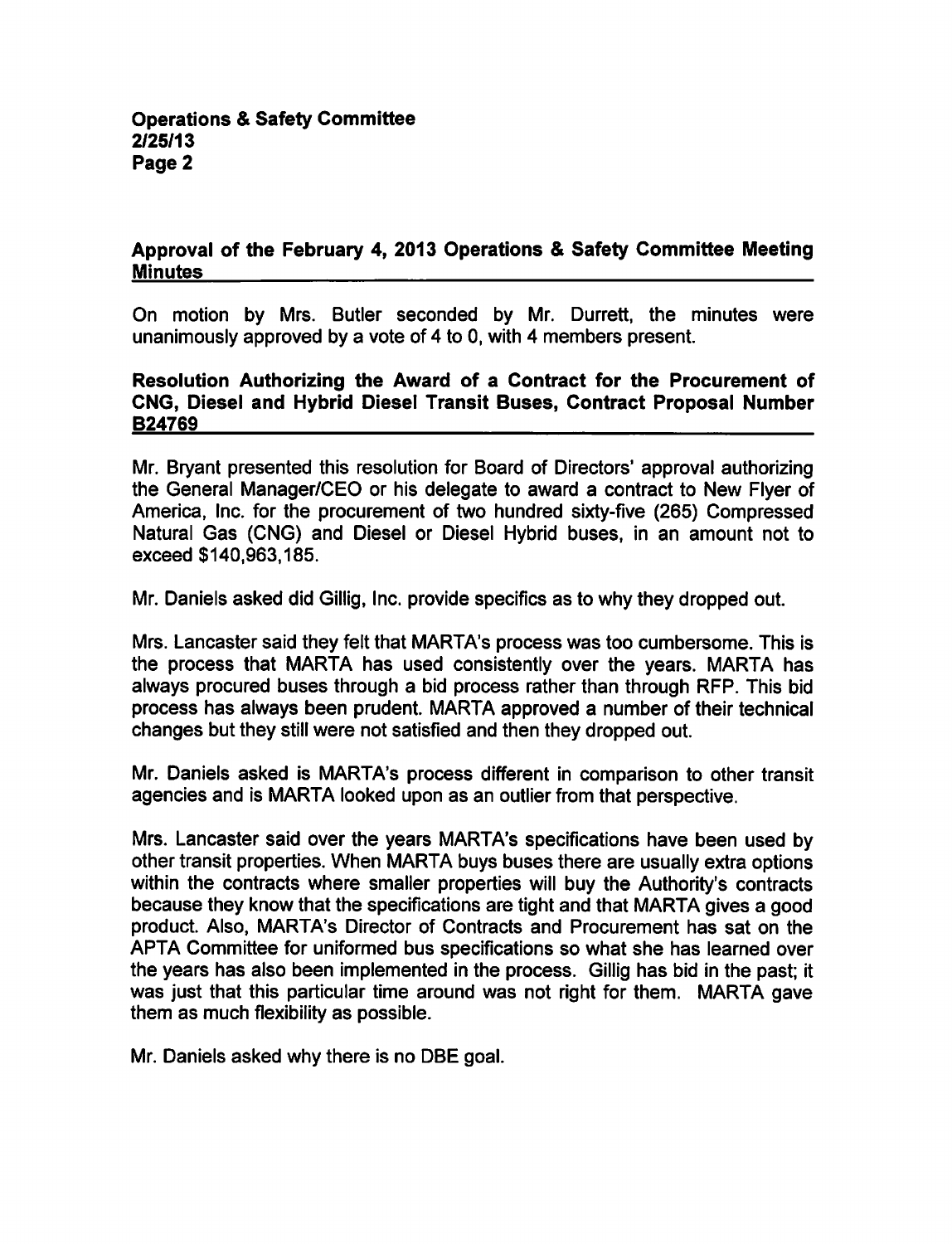## Approval of the February 4, 2013 Operations & Safety Committee Meeting Minutes

On motion by Mrs. Butler seconded by Mr. Durrett, the minutes were unanimously approved by a vote of 4 to 0, with 4 members present.

## Resolution Authorizing the Award of a Contract for the Procurement of CNG, Diesel and Hybrid Diesel Transit Buses, Contract Proposal Number B24769

Mr. Bryant presented this resolution for Board of Directors' approval authorizing the General Manager/CEO or his delegate to award a contract to New Flyer of America, Inc. for the procurement of two hundred sixty-five (265) Compressed Natural Gas (CNG) and Diesel or Diesel Hybrid buses, in an amount not to exceed $140,963,185.

Mr. Daniels asked did Gillig, Inc. provide specifics as to why they dropped out.

Mrs. Lancaster said they felt that MARTA's process was too cumbersome. This is the process that MARTA has used consistently over the years. MARTA has always procured buses through a bid process rather than through RFP. This bid process has always been prudent. MARTA approved a number of their technical changes but they still were not satisfied and then they dropped out.

Mr. Daniels asked is MARTA's process different in comparison to other transit agencies and is MARTA looked upon as an outlier from that perspective.

Mrs. Lancaster said over the years MARTA's specifications have been used by other transit properties. When MARTA buys buses there are usually extra options within the contracts where smaller properties will buy the Authority's contracts because they know that the specifications are tight and that MARTA gives a good product. Also, MARTA's Director of Contracts and Procurement has sat on the APTA Committee for uniformed bus specifications so what she has learned over the years has also been implemented in the process. Gillig has bid in the past; it was just that this particular time around was not right for them. MARTA gave them as much flexibility as possible.

Mr. Daniels asked why there is no DBE goal.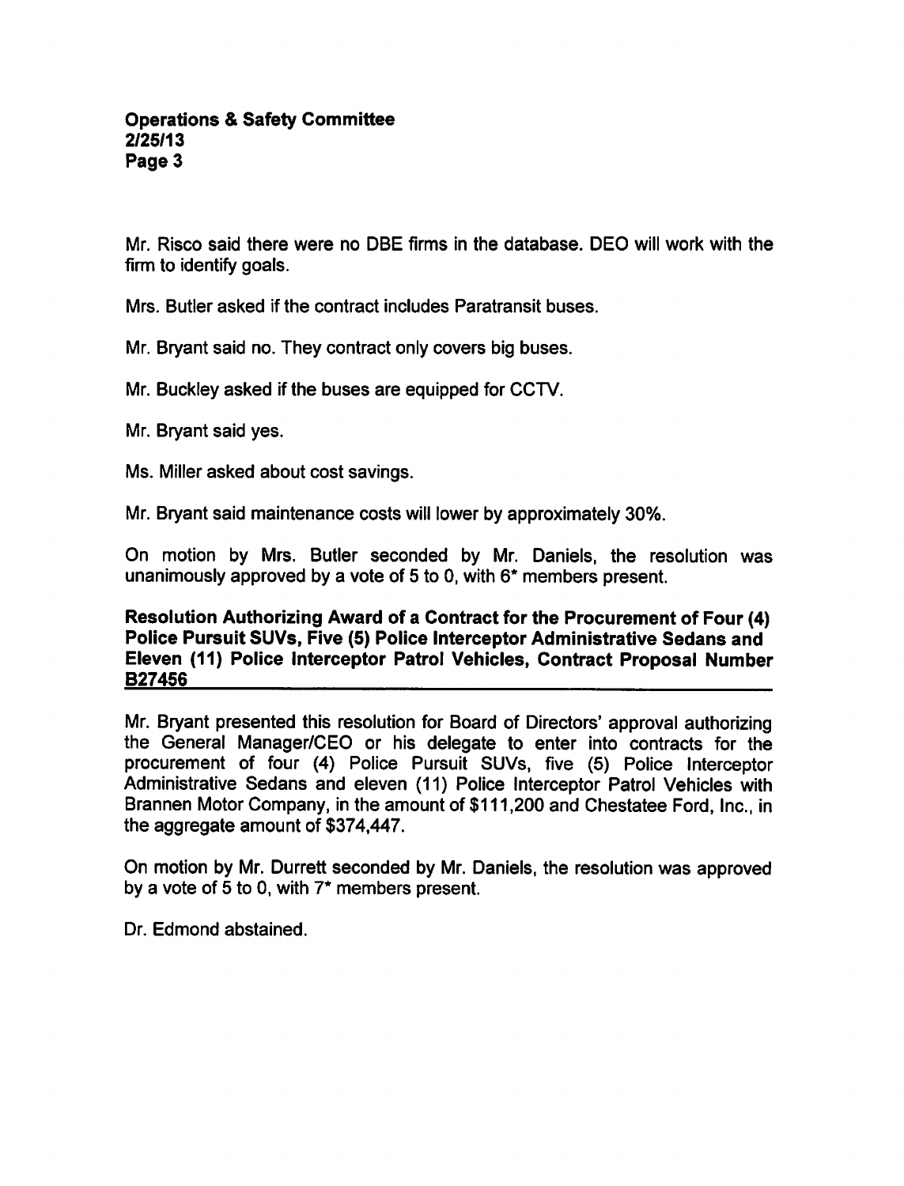Mr. Risco said there were no DBE firms in the database. DEO will work with the firm to identify goals.

Mrs. Butler asked if the contract includes Paratransit buses.

Mr. Bryant said no. They contract only covers big buses.

Mr. Buckley asked if the buses are equipped for CCTV.

Mr. Bryant said yes.

Ms. Miller asked about cost savings.

Mr. Bryant said maintenance costs will lower by approximately 30%.

On motion by Mrs. Butler seconded by Mr. Daniels, the resolution was unanimously approved by a vote of 5 to 0, with 6* members present.

**Resolution Authorizing Award of a Contract for the Procurement of Four (4) Police Pursuit SUVs, Five (5) Police Interceptor Administrative Sedans and Eleven (11) Police Interceptor Patrol Vehicles, Contract Proposal Number B27456**

Mr. Bryant presented this resolution for Board of Directors' approval authorizing the General Manager/CEO or his delegate to enter into contracts for the procurement of four (4) Police Pursuit SUVs, five (5) Police Interceptor Administrative Sedans and eleven (11) Police Interceptor Patrol Vehicles with Brannen Motor Company, in the amount of $111,200 and Chestatee Ford, Inc., in the aggregate amount of $374,447.

On motion by Mr. Durrett seconded by Mr. Daniels, the resolution was approved by a vote of 5 to 0, with 7* members present.

Dr. Edmond abstained.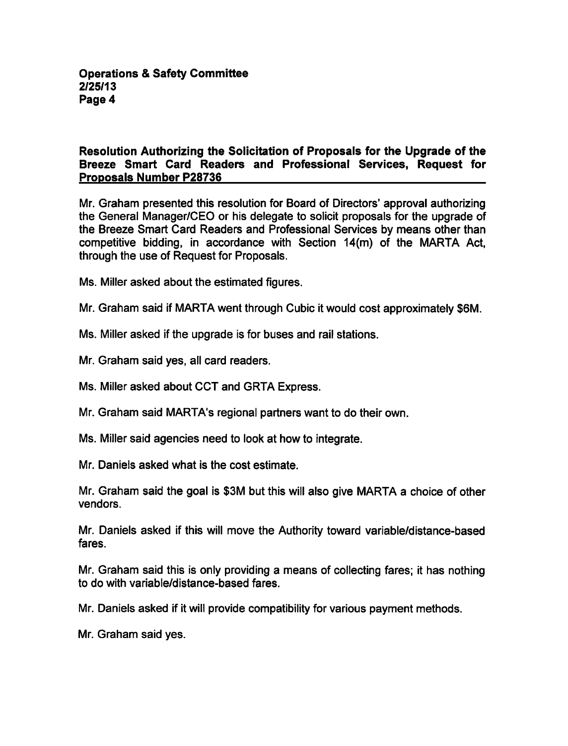**Resolution Authorizing the Solicitation of Proposals for the Upgrade of the Breeze Smart Card Readers and Professional Services, Request for Proposals Number P28736**

Mr. Graham presented this resolution for Board of Directors' approval authorizing the General Manager/CEO or his delegate to solicit proposals for the upgrade of the Breeze Smart Card Readers and Professional Services by means other than competitive bidding, in accordance with Section 14(m) of the MARTA Act, through the use of Request for Proposals.

Ms. Miller asked about the estimated figures.

Mr. Graham said if MARTA went through Cubic it would cost approximately $6M.

Ms. Miller asked if the upgrade is for buses and rail stations.

Mr. Graham said yes, all card readers.

Ms. Miller asked about CCT and GRTA Express.

Mr. Graham said MARTA's regional partners want to do their own.

Ms. Miller said agencies need to look at how to integrate.

Mr. Daniels asked what is the cost estimate.

Mr. Graham said the goal is $3M but this will also give MARTA a choice of other vendors.

Mr. Daniels asked if this will move the Authority toward variable/distance-based fares.

Mr. Graham said this is only providing a means of collecting fares; it has nothing to do with variable/distance-based fares.

Mr. Daniels asked if it will provide compatibility for various payment methods.

Mr. Graham said yes.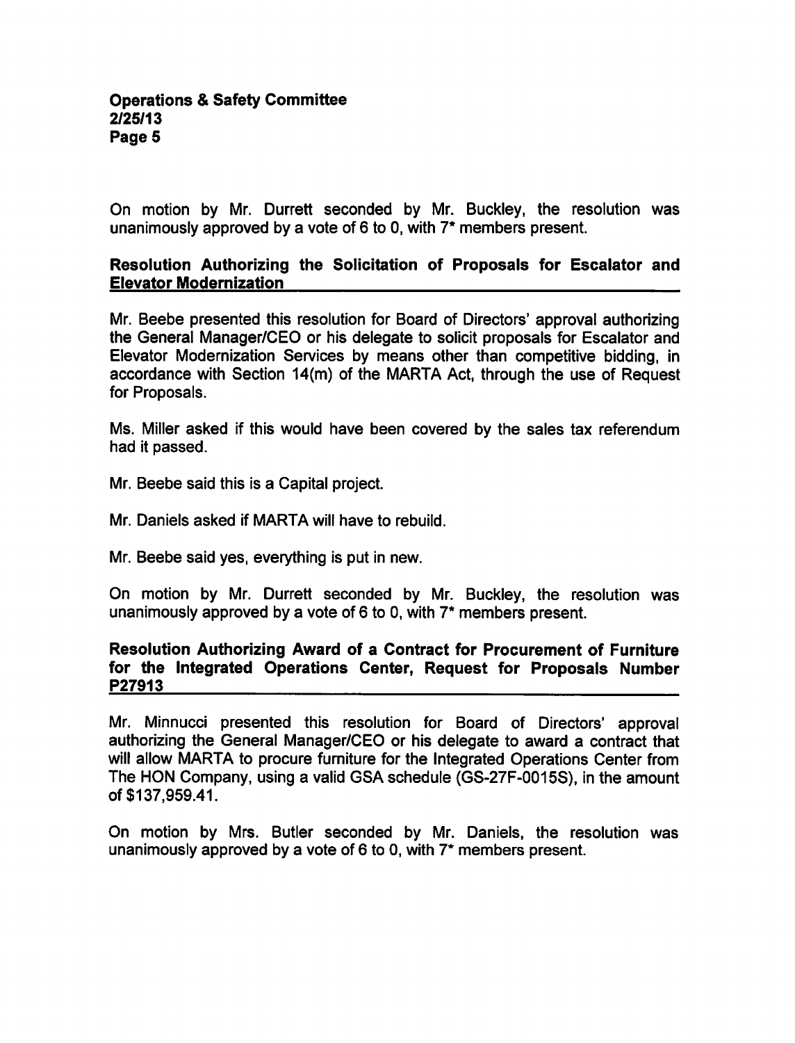On motion by Mr. Durrett seconded by Mr. Buckley, the resolution was unanimously approved by a vote of 6 to 0, with 7* members present.

**Resolution Authorizing the Solicitation of Proposals for Escalator and Elevator Modernization**

Mr. Beebe presented this resolution for Board of Directors' approval authorizing the General Manager/CEO or his delegate to solicit proposals for Escalator and Elevator Modernization Services by means other than competitive bidding, in accordance with Section 14(m) of the MARTA Act, through the use of Request for Proposals.

Ms. Miller asked if this would have been covered by the sales tax referendum had it passed.

Mr. Beebe said this is a Capital project.

Mr. Daniels asked if MARTA will have to rebuild.

Mr. Beebe said yes, everything is put in new.

On motion by Mr. Durrett seconded by Mr. Buckley, the resolution was unanimously approved by a vote of 6 to 0, with 7* members present.

**Resolution Authorizing Award of a Contract for Procurement of Furniture for the Integrated Operations Center, Request for Proposals Number P27913**

Mr. Minnucci presented this resolution for Board of Directors' approval authorizing the General Manager/CEO or his delegate to award a contract that will allow MARTA to procure furniture for the Integrated Operations Center from The HON Company, using a valid GSA schedule (GS-27F-0015S), in the amount of $137,959.41.

On motion by Mrs. Butler seconded by Mr. Daniels, the resolution was unanimously approved by a vote of 6 to 0, with 7* members present.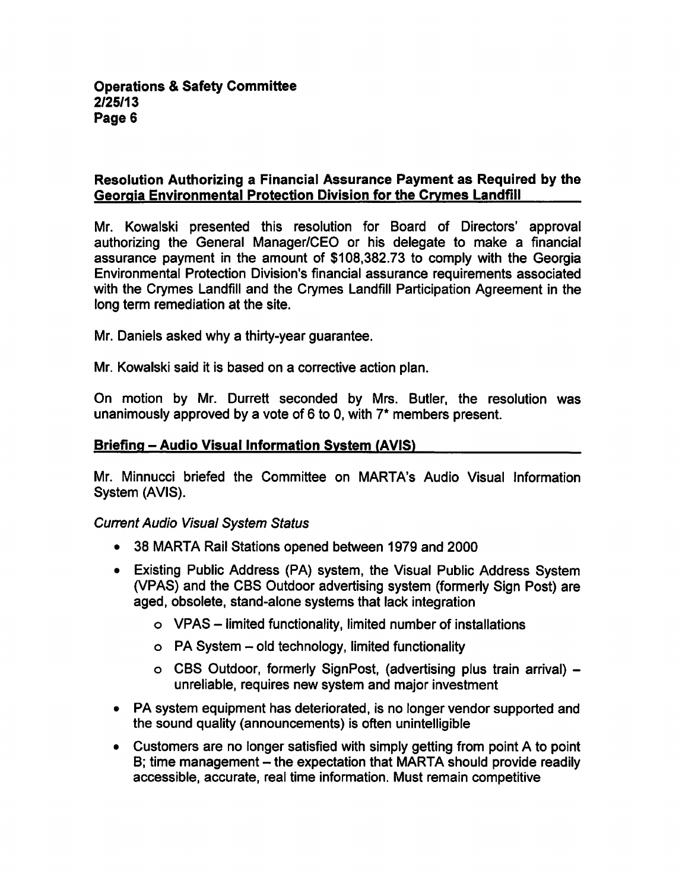## Resolution Authorizing a Financial Assurance Payment as Required by the Georgia Environmental Protection Division for the Crymes Landfill

Mr. Kowalski presented this resolution for Board of Directors' approval authorizing the General Manager/CEO or his delegate to make a financial assurance payment in the amount of $108,382.73 to comply with the Georgia Environmental Protection Division's financial assurance requirements associated with the Crymes Landfill and the Crymes Landfill Participation Agreement in the long term remediation at the site.

Mr. Daniels asked why a thirty-year guarantee.

Mr. Kowalski said it is based on a corrective action plan.

On motion by Mr. Durrett seconded by Mrs. Butler, the resolution was unanimously approved by a vote of 6 to 0, with 7* members present.

## Briefing – Audio Visual Information System (AVIS)

Mr. Minnucci briefed the Committee on MARTA's Audio Visual Information System (AVIS).

*Current Audio Visual System Status*

- 38 MARTA Rail Stations opened between 1979 and 2000
- Existing Public Address (PA) system, the Visual Public Address System (VPAS) and the CBS Outdoor advertising system (formerly Sign Post) are aged, obsolete, stand-alone systems that lack integration
  - VPAS – limited functionality, limited number of installations
  - PA System – old technology, limited functionality
  - CBS Outdoor, formerly SignPost, (advertising plus train arrival) – unreliable, requires new system and major investment
- PA system equipment has deteriorated, is no longer vendor supported and the sound quality (announcements) is often unintelligible
- Customers are no longer satisfied with simply getting from point A to point B; time management – the expectation that MARTA should provide readily accessible, accurate, real time information. Must remain competitive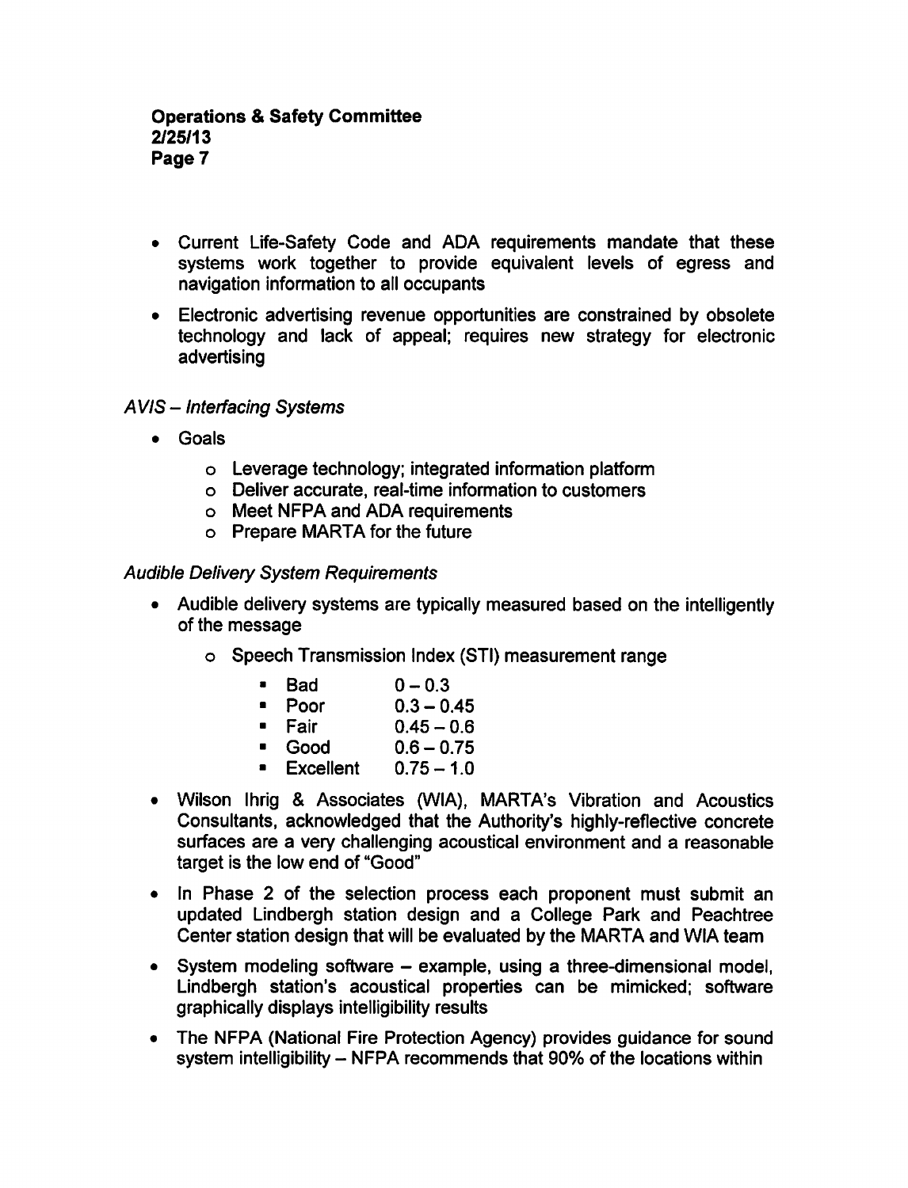- Current Life-Safety Code and ADA requirements mandate that these systems work together to provide equivalent levels of egress and navigation information to all occupants
- Electronic advertising revenue opportunities are constrained by obsolete technology and lack of appeal; requires new strategy for electronic advertising

*AVIS – Interfacing Systems*

- Goals
  - Leverage technology; integrated information platform
  - Deliver accurate, real-time information to customers
  - Meet NFPA and ADA requirements
  - Prepare MARTA for the future

*Audible Delivery System Requirements*

- Audible delivery systems are typically measured based on the intelligently of the message
  - Speech Transmission Index (STI) measurement range
    - Bad 0 – 0.3
    - Poor 0.3 – 0.45
    - Fair 0.45 – 0.6
    - Good 0.6 – 0.75
    - Excellent 0.75 – 1.0
- Wilson Ihrig & Associates (WIA), MARTA's Vibration and Acoustics Consultants, acknowledged that the Authority's highly-reflective concrete surfaces are a very challenging acoustical environment and a reasonable target is the low end of "Good"
- In Phase 2 of the selection process each proponent must submit an updated Lindbergh station design and a College Park and Peachtree Center station design that will be evaluated by the MARTA and WIA team
- System modeling software – example, using a three-dimensional model, Lindbergh station's acoustical properties can be mimicked; software graphically displays intelligibility results
- The NFPA (National Fire Protection Agency) provides guidance for sound system intelligibility – NFPA recommends that 90% of the locations within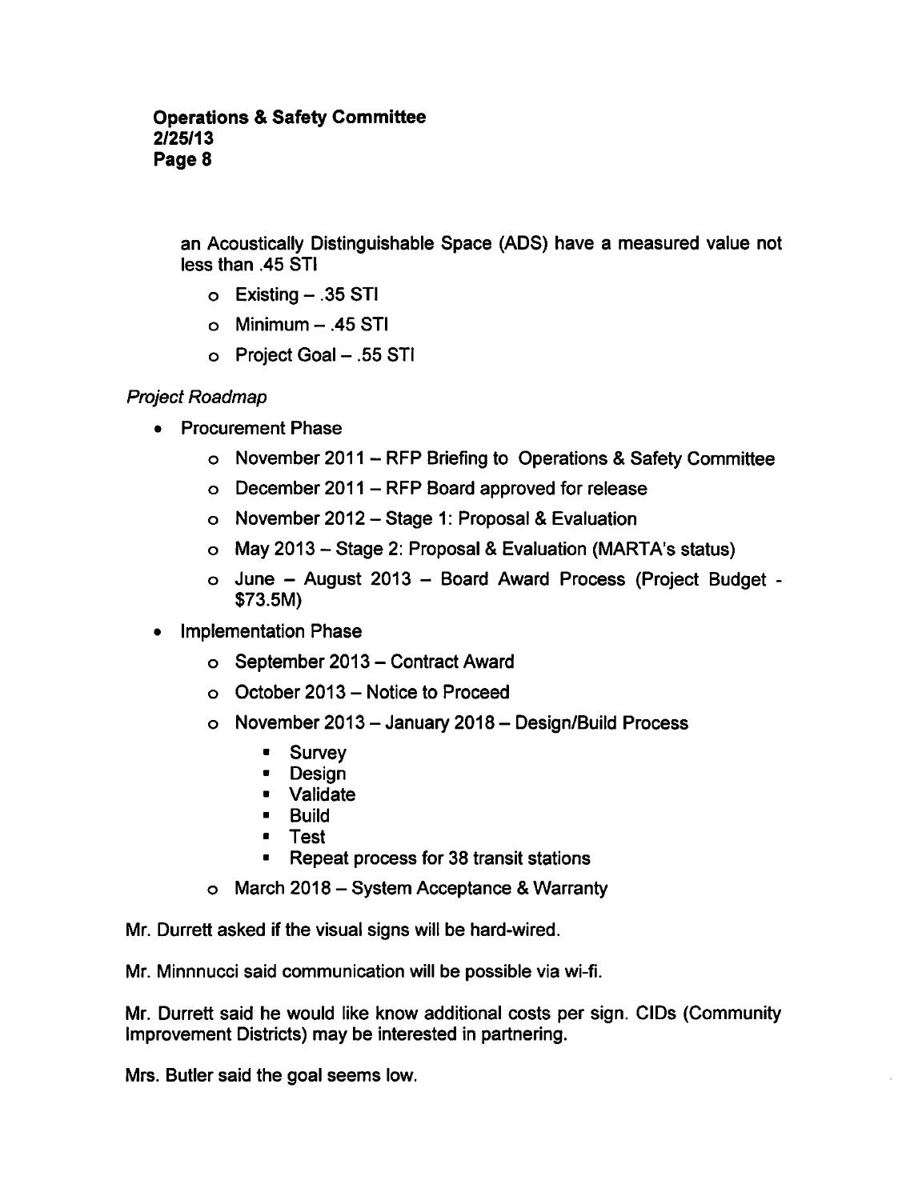an Acoustically Distinguishable Space (ADS) have a measured value not less than .45 STI

- Existing – .35 STI
- Minimum – .45 STI
- Project Goal – .55 STI

*Project Roadmap*

- Procurement Phase
  - November 2011 – RFP Briefing to Operations & Safety Committee
  - December 2011 – RFP Board approved for release
  - November 2012 – Stage 1: Proposal & Evaluation
  - May 2013 – Stage 2: Proposal & Evaluation (MARTA's status)
  - June – August 2013 – Board Award Process (Project Budget - $73.5M)
- Implementation Phase
  - September 2013 – Contract Award
  - October 2013 – Notice to Proceed
  - November 2013 – January 2018 – Design/Build Process
    - Survey
    - Design
    - Validate
    - Build
    - Test
    - Repeat process for 38 transit stations
  - March 2018 – System Acceptance & Warranty

Mr. Durrett asked if the visual signs will be hard-wired.

Mr. Minnnucci said communication will be possible via wi-fi.

Mr. Durrett said he would like know additional costs per sign. CIDs (Community Improvement Districts) may be interested in partnering.

Mrs. Butler said the goal seems low.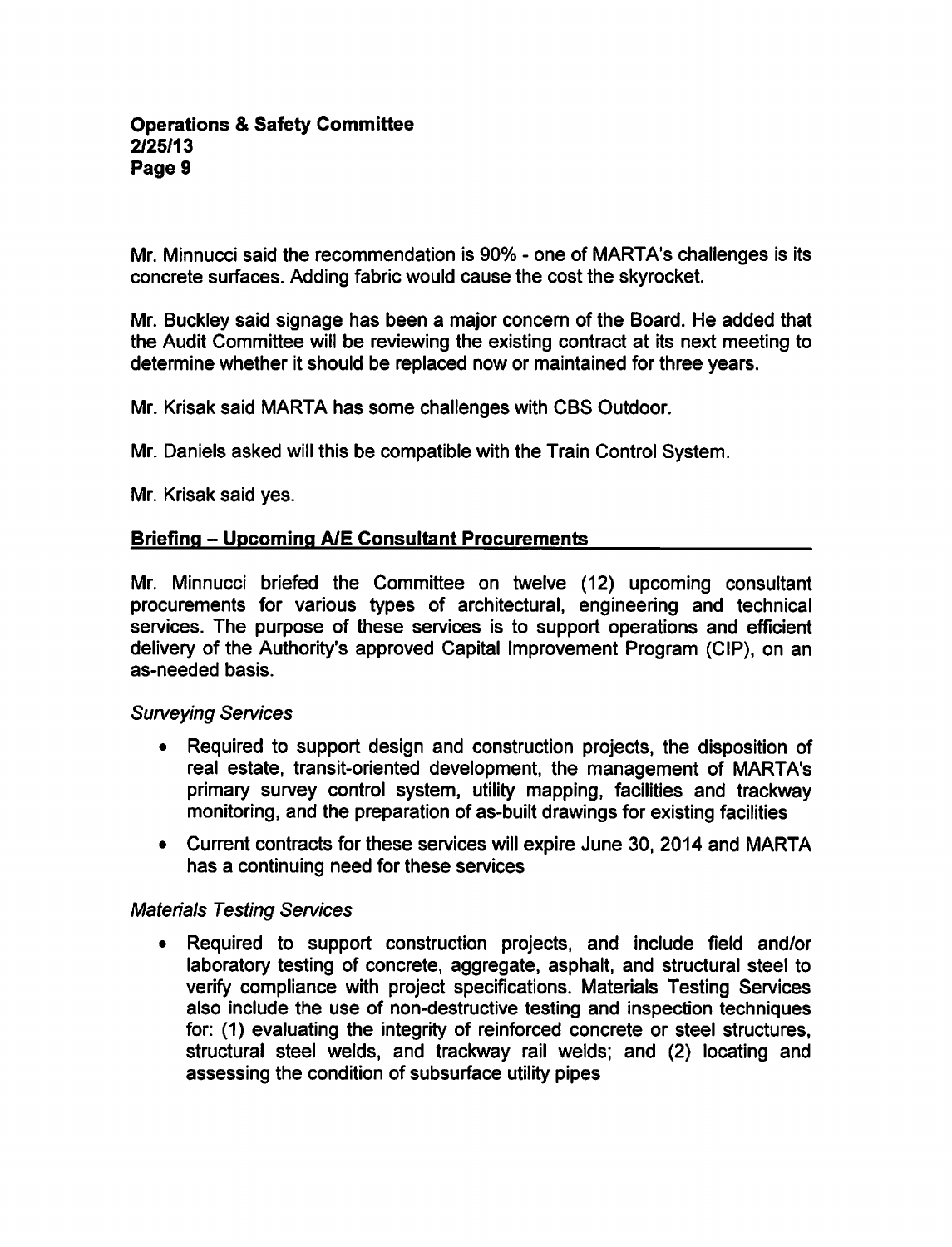Mr. Minnucci said the recommendation is 90% - one of MARTA's challenges is its concrete surfaces. Adding fabric would cause the cost the skyrocket.

Mr. Buckley said signage has been a major concern of the Board. He added that the Audit Committee will be reviewing the existing contract at its next meeting to determine whether it should be replaced now or maintained for three years.

Mr. Krisak said MARTA has some challenges with CBS Outdoor.

Mr. Daniels asked will this be compatible with the Train Control System.

Mr. Krisak said yes.

## Briefing – Upcoming A/E Consultant Procurements

Mr. Minnucci briefed the Committee on twelve (12) upcoming consultant procurements for various types of architectural, engineering and technical services. The purpose of these services is to support operations and efficient delivery of the Authority's approved Capital Improvement Program (CIP), on an as-needed basis.

*Surveying Services*

- Required to support design and construction projects, the disposition of real estate, transit-oriented development, the management of MARTA's primary survey control system, utility mapping, facilities and trackway monitoring, and the preparation of as-built drawings for existing facilities
- Current contracts for these services will expire June 30, 2014 and MARTA has a continuing need for these services

*Materials Testing Services*

- Required to support construction projects, and include field and/or laboratory testing of concrete, aggregate, asphalt, and structural steel to verify compliance with project specifications. Materials Testing Services also include the use of non-destructive testing and inspection techniques for: (1) evaluating the integrity of reinforced concrete or steel structures, structural steel welds, and trackway rail welds; and (2) locating and assessing the condition of subsurface utility pipes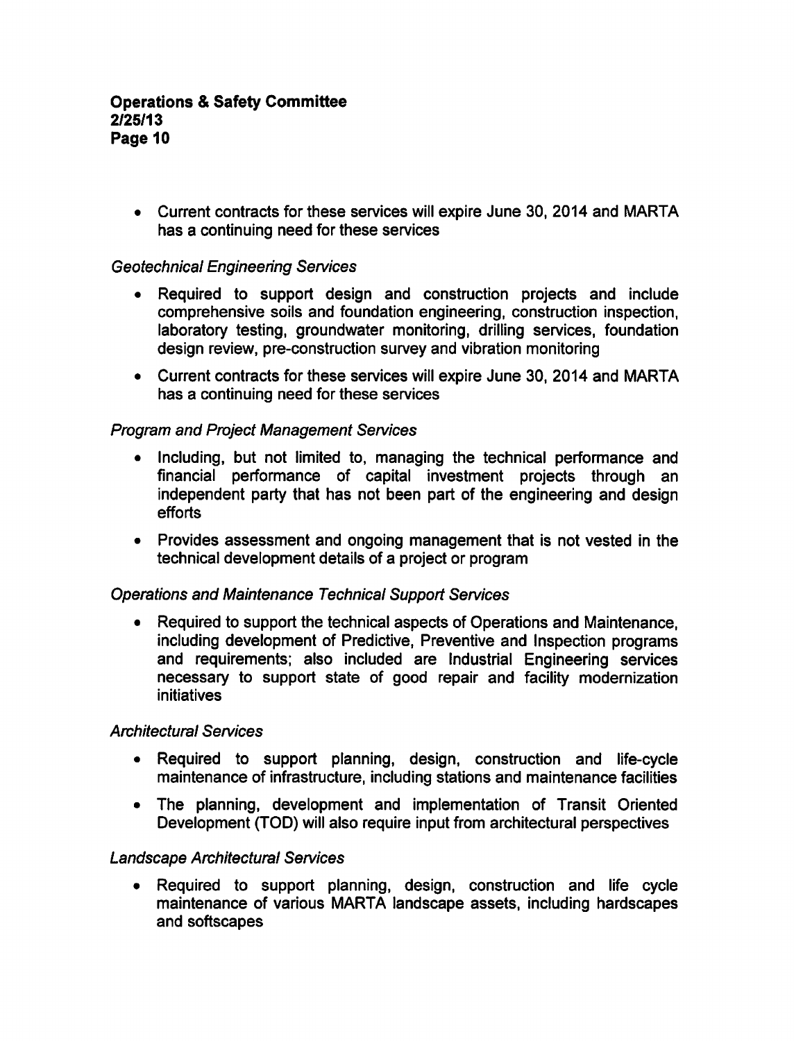- Current contracts for these services will expire June 30, 2014 and MARTA has a continuing need for these services

*Geotechnical Engineering Services*

- Required to support design and construction projects and include comprehensive soils and foundation engineering, construction inspection, laboratory testing, groundwater monitoring, drilling services, foundation design review, pre-construction survey and vibration monitoring
- Current contracts for these services will expire June 30, 2014 and MARTA has a continuing need for these services

*Program and Project Management Services*

- Including, but not limited to, managing the technical performance and financial performance of capital investment projects through an independent party that has not been part of the engineering and design efforts
- Provides assessment and ongoing management that is not vested in the technical development details of a project or program

*Operations and Maintenance Technical Support Services*

- Required to support the technical aspects of Operations and Maintenance, including development of Predictive, Preventive and Inspection programs and requirements; also included are Industrial Engineering services necessary to support state of good repair and facility modernization initiatives

*Architectural Services*

- Required to support planning, design, construction and life-cycle maintenance of infrastructure, including stations and maintenance facilities
- The planning, development and implementation of Transit Oriented Development (TOD) will also require input from architectural perspectives

*Landscape Architectural Services*

- Required to support planning, design, construction and life cycle maintenance of various MARTA landscape assets, including hardscapes and softscapes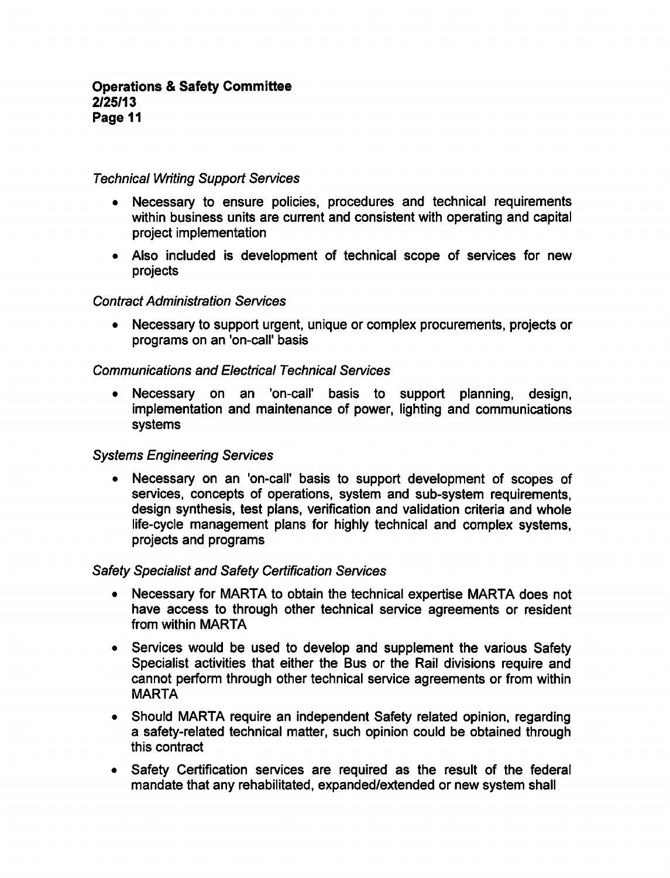*Technical Writing Support Services*

- Necessary to ensure policies, procedures and technical requirements within business units are current and consistent with operating and capital project implementation
- Also included is development of technical scope of services for new projects

*Contract Administration Services*

- Necessary to support urgent, unique or complex procurements, projects or programs on an 'on-call' basis

*Communications and Electrical Technical Services*

- Necessary on an 'on-call' basis to support planning, design, implementation and maintenance of power, lighting and communications systems

*Systems Engineering Services*

- Necessary on an 'on-call' basis to support development of scopes of services, concepts of operations, system and sub-system requirements, design synthesis, test plans, verification and validation criteria and whole life-cycle management plans for highly technical and complex systems, projects and programs

*Safety Specialist and Safety Certification Services*

- Necessary for MARTA to obtain the technical expertise MARTA does not have access to through other technical service agreements or resident from within MARTA
- Services would be used to develop and supplement the various Safety Specialist activities that either the Bus or the Rail divisions require and cannot perform through other technical service agreements or from within MARTA
- Should MARTA require an independent Safety related opinion, regarding a safety-related technical matter, such opinion could be obtained through this contract
- Safety Certification services are required as the result of the federal mandate that any rehabilitated, expanded/extended or new system shall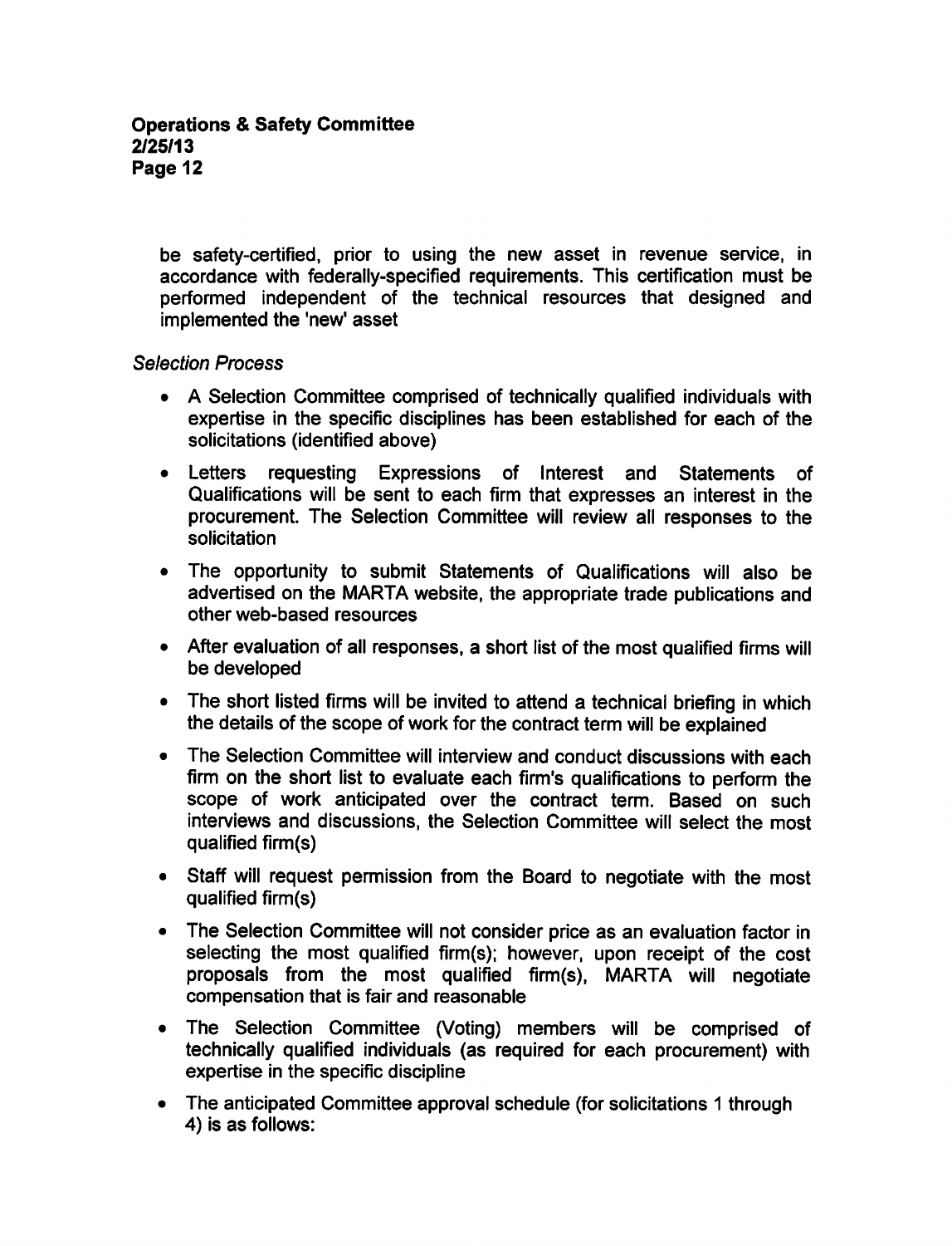be safety-certified, prior to using the new asset in revenue service, in accordance with federally-specified requirements. This certification must be performed independent of the technical resources that designed and implemented the 'new' asset

*Selection Process*

- A Selection Committee comprised of technically qualified individuals with expertise in the specific disciplines has been established for each of the solicitations (identified above)
- Letters requesting Expressions of Interest and Statements of Qualifications will be sent to each firm that expresses an interest in the procurement. The Selection Committee will review all responses to the solicitation
- The opportunity to submit Statements of Qualifications will also be advertised on the MARTA website, the appropriate trade publications and other web-based resources
- After evaluation of all responses, a short list of the most qualified firms will be developed
- The short listed firms will be invited to attend a technical briefing in which the details of the scope of work for the contract term will be explained
- The Selection Committee will interview and conduct discussions with each firm on the short list to evaluate each firm's qualifications to perform the scope of work anticipated over the contract term. Based on such interviews and discussions, the Selection Committee will select the most qualified firm(s)
- Staff will request permission from the Board to negotiate with the most qualified firm(s)
- The Selection Committee will not consider price as an evaluation factor in selecting the most qualified firm(s); however, upon receipt of the cost proposals from the most qualified firm(s), MARTA will negotiate compensation that is fair and reasonable
- The Selection Committee (Voting) members will be comprised of technically qualified individuals (as required for each procurement) with expertise in the specific discipline
- The anticipated Committee approval schedule (for solicitations 1 through 4) is as follows: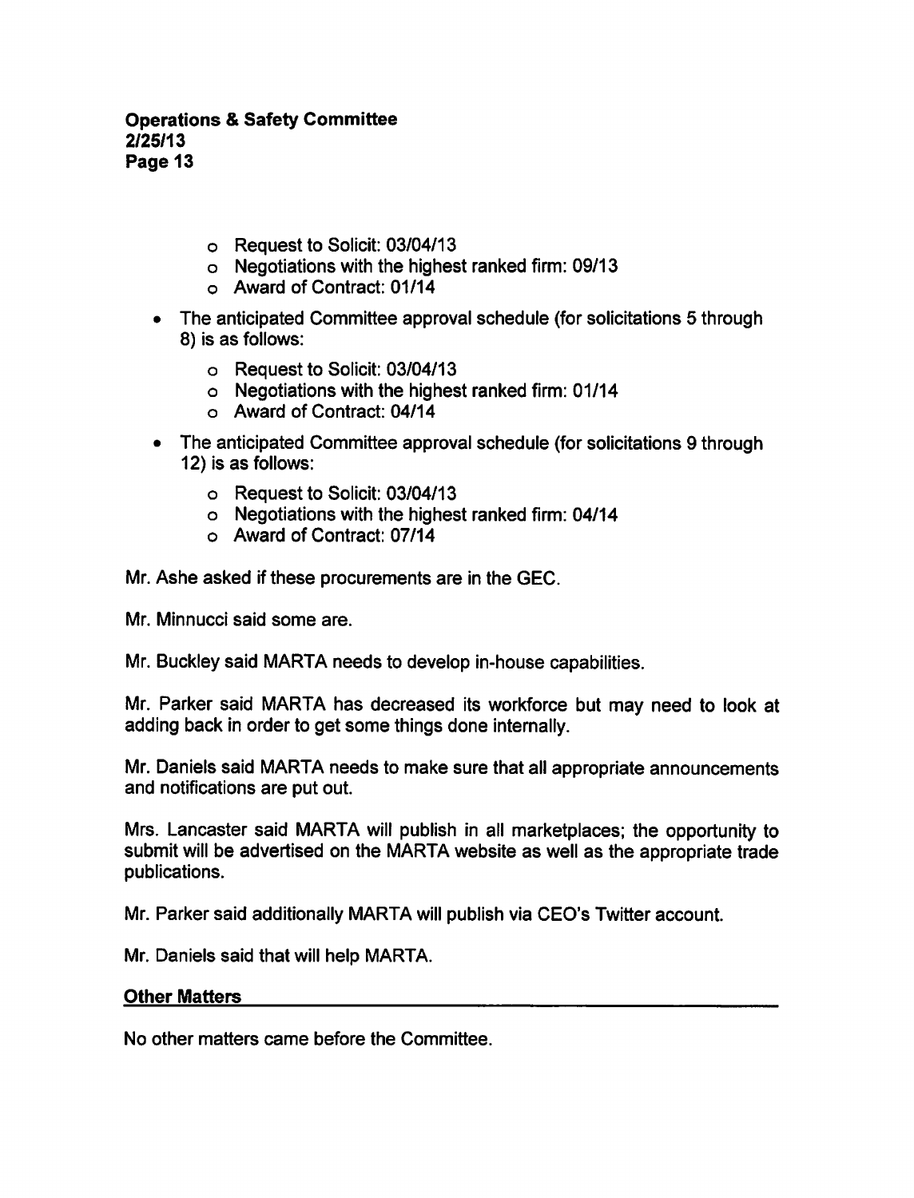- Request to Solicit: 03/04/13
  - Negotiations with the highest ranked firm: 09/13
  - Award of Contract: 01/14

- The anticipated Committee approval schedule (for solicitations 5 through 8) is as follows:
  - Request to Solicit: 03/04/13
  - Negotiations with the highest ranked firm: 01/14
  - Award of Contract: 04/14

- The anticipated Committee approval schedule (for solicitations 9 through 12) is as follows:
  - Request to Solicit: 03/04/13
  - Negotiations with the highest ranked firm: 04/14
  - Award of Contract: 07/14

Mr. Ashe asked if these procurements are in the GEC.

Mr. Minnucci said some are.

Mr. Buckley said MARTA needs to develop in-house capabilities.

Mr. Parker said MARTA has decreased its workforce but may need to look at adding back in order to get some things done internally.

Mr. Daniels said MARTA needs to make sure that all appropriate announcements and notifications are put out.

Mrs. Lancaster said MARTA will publish in all marketplaces; the opportunity to submit will be advertised on the MARTA website as well as the appropriate trade publications.

Mr. Parker said additionally MARTA will publish via CEO's Twitter account.

Mr. Daniels said that will help MARTA.

## Other Matters

No other matters came before the Committee.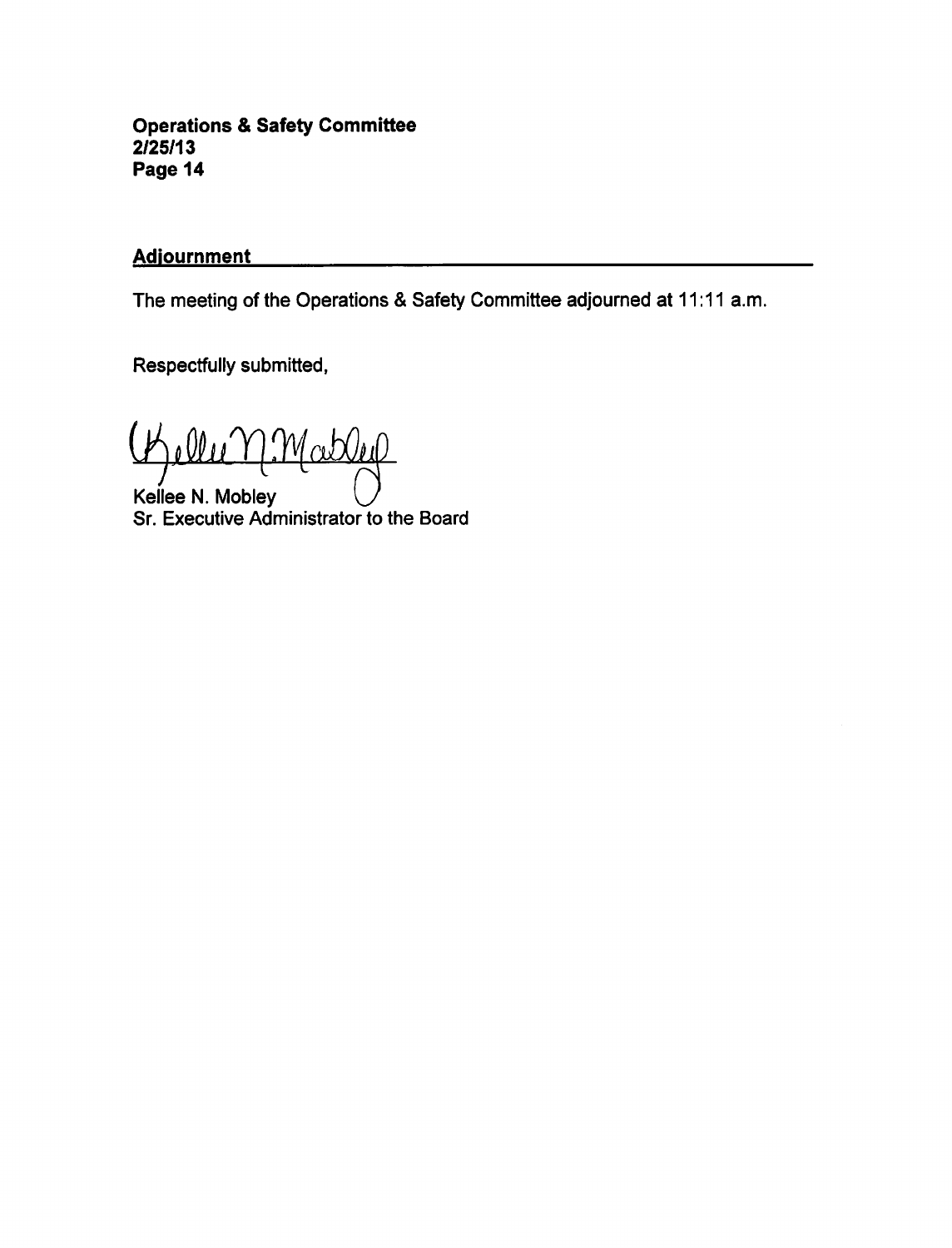**Operations & Safety Committee**
**2/25/13**
**Page 14**

## Adjournment

The meeting of the Operations & Safety Committee adjourned at 11:11 a.m.

Respectfully submitted,

Kellee N. Mobley
Sr. Executive Administrator to the Board